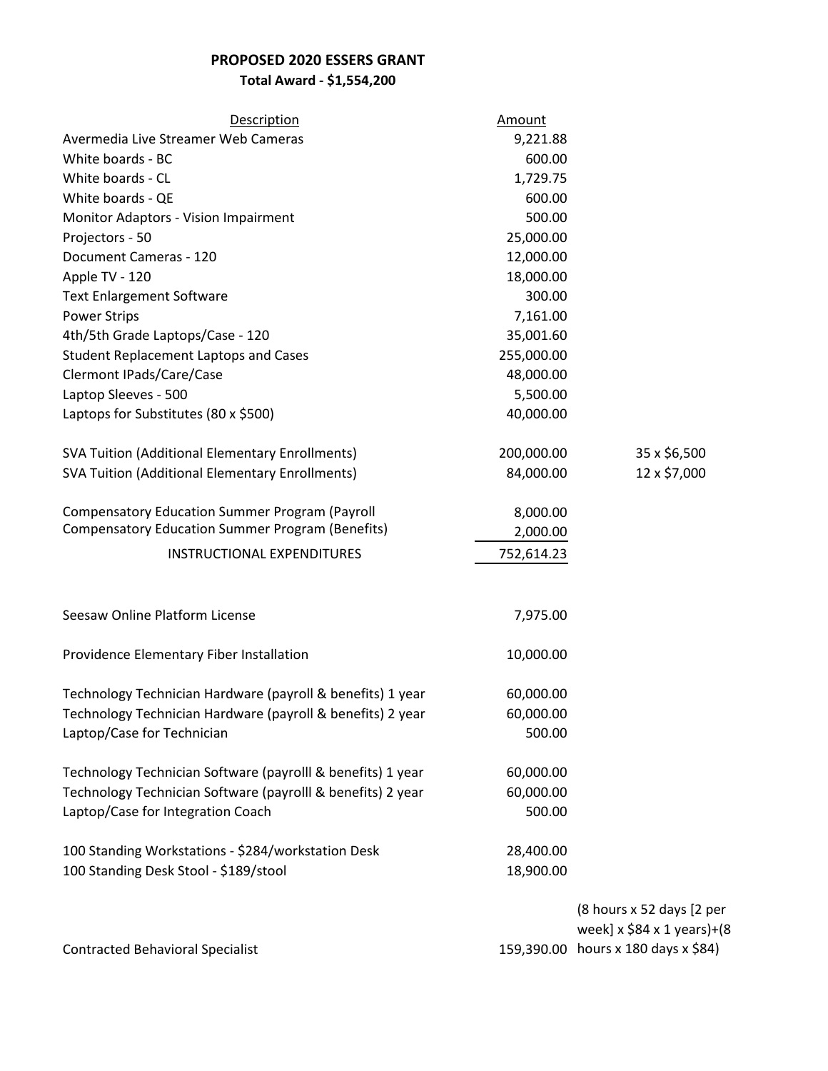**PROPOSED 2020 ESSERS GRANT**

**Total Award - $1,554,200**

| Description | Amount | |
|---|---|---|
| Avermedia Live Streamer Web Cameras | 9,221.88 | |
| White boards - BC | 600.00 | |
| White boards - CL | 1,729.75 | |
| White boards - QE | 600.00 | |
| Monitor Adaptors - Vision Impairment | 500.00 | |
| Projectors - 50 | 25,000.00 | |
| Document Cameras - 120 | 12,000.00 | |
| Apple TV - 120 | 18,000.00 | |
| Text Enlargement Software | 300.00 | |
| Power Strips | 7,161.00 | |
| 4th/5th Grade Laptops/Case - 120 | 35,001.60 | |
| Student Replacement Laptops and Cases | 255,000.00 | |
| Clermont IPads/Care/Case | 48,000.00 | |
| Laptop Sleeves - 500 | 5,500.00 | |
| Laptops for Substitutes (80 x $500) | 40,000.00 | |
| | | |
| SVA Tuition (Additional Elementary Enrollments) | 200,000.00 | 35 x $6,500 |
| SVA Tuition (Additional Elementary Enrollments) | 84,000.00 | 12 x $7,000 |
| | | |
| Compensatory Education Summer Program (Payroll | 8,000.00 | |
| Compensatory Education Summer Program (Benefits) | 2,000.00 | |
| INSTRUCTIONAL EXPENDITURES | 752,614.23 | |
| | | |
| Seesaw Online Platform License | 7,975.00 | |
| | | |
| Providence Elementary Fiber Installation | 10,000.00 | |
| | | |
| Technology Technician Hardware (payroll & benefits) 1 year | 60,000.00 | |
| Technology Technician Hardware (payroll & benefits) 2 year | 60,000.00 | |
| Laptop/Case for Technician | 500.00 | |
| | | |
| Technology Technician Software (payrolll & benefits) 1 year | 60,000.00 | |
| Technology Technician Software (payrolll & benefits) 2 year | 60,000.00 | |
| Laptop/Case for Integration Coach | 500.00 | |
| | | |
| 100 Standing Workstations - $284/workstation Desk | 28,400.00 | |
| 100 Standing Desk Stool - $189/stool | 18,900.00 | |
| | | |
| Contracted Behavioral Specialist | 159,390.00 | (8 hours x 52 days [2 per week] x $84 x 1 years)+(8 hours x 180 days x $84) |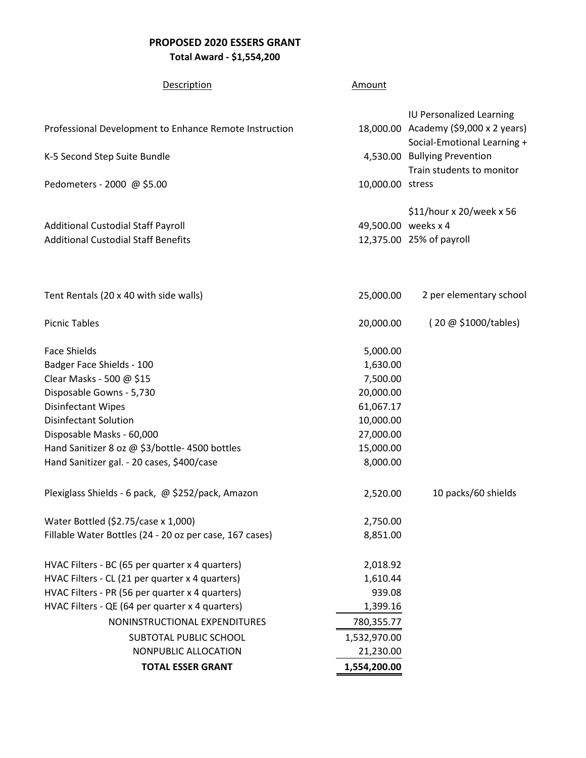**PROPOSED 2020 ESSERS GRANT**
**Total Award - $1,554,200**

| Description | Amount | |
|---|---|---|
| Professional Development to Enhance Remote Instruction | 18,000.00 | IU Personalized Learning Academy ($9,000 x 2 years) |
| K-5 Second Step Suite Bundle | 4,530.00 | Social-Emotional Learning + Bullying Prevention |
| Pedometers - 2000 @ $5.00 | 10,000.00 | Train students to monitor stress |
| Additional Custodial Staff Payroll | 49,500.00 | $11/hour x 20/week x 56 weeks x 4 |
| Additional Custodial Staff Benefits | 12,375.00 | 25% of payroll |
| Tent Rentals (20 x 40 with side walls) | 25,000.00 | 2 per elementary school |
| Picnic Tables | 20,000.00 | ( 20 @ $1000/tables) |
| Face Shields | 5,000.00 | |
| Badger Face Shields - 100 | 1,630.00 | |
| Clear Masks - 500 @ $15 | 7,500.00 | |
| Disposable Gowns - 5,730 | 20,000.00 | |
| Disinfectant Wipes | 61,067.17 | |
| Disinfectant Solution | 10,000.00 | |
| Disposable Masks - 60,000 | 27,000.00 | |
| Hand Sanitizer 8 oz @ $3/bottle- 4500 bottles | 15,000.00 | |
| Hand Sanitizer gal. - 20 cases, $400/case | 8,000.00 | |
| Plexiglass Shields - 6 pack, @ $252/pack, Amazon | 2,520.00 | 10 packs/60 shields |
| Water Bottled ($2.75/case x 1,000) | 2,750.00 | |
| Fillable Water Bottles (24 - 20 oz per case, 167 cases) | 8,851.00 | |
| HVAC Filters - BC (65 per quarter x 4 quarters) | 2,018.92 | |
| HVAC Filters - CL (21 per quarter x 4 quarters) | 1,610.44 | |
| HVAC Filters - PR (56 per quarter x 4 quarters) | 939.08 | |
| HVAC Filters - QE (64 per quarter x 4 quarters) | 1,399.16 | |
| NONINSTRUCTIONAL EXPENDITURES | 780,355.77 | |
| SUBTOTAL PUBLIC SCHOOL | 1,532,970.00 | |
| NONPUBLIC ALLOCATION | 21,230.00 | |
| **TOTAL ESSER GRANT** | **1,554,200.00** | |